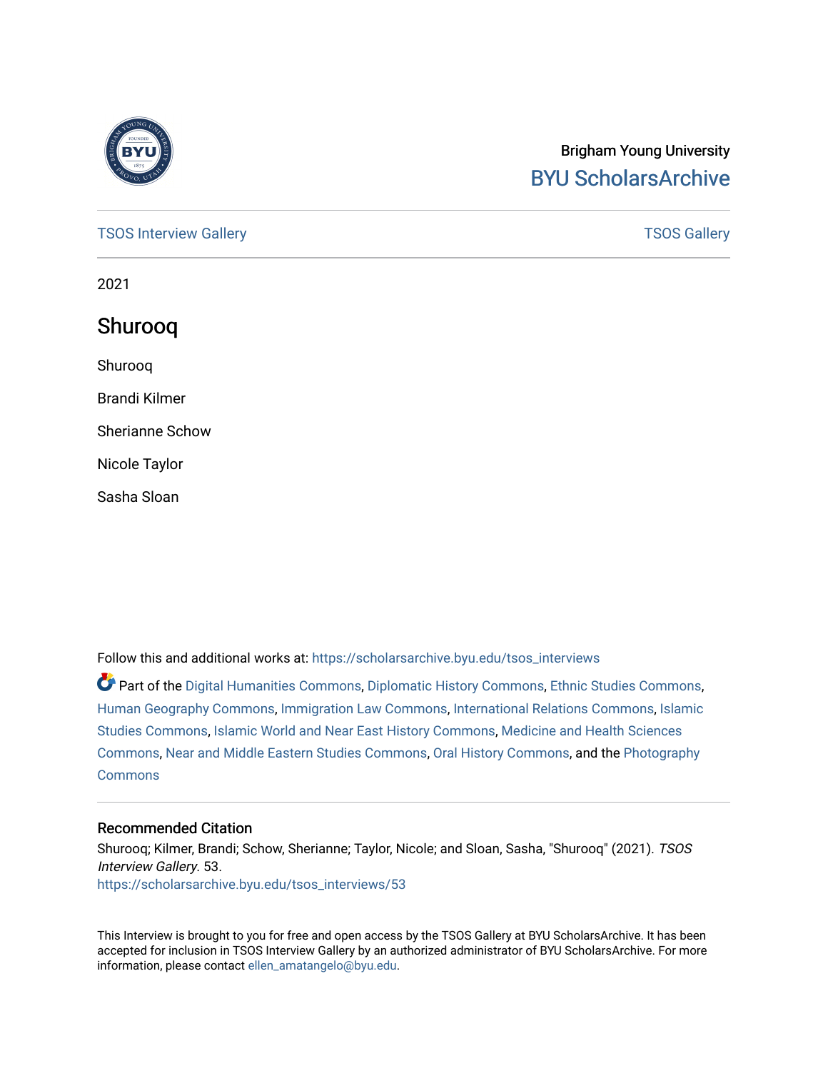Brigham Young University

BYU ScholarsArchive

TSOS Interview Gallery

TSOS Gallery

2021

# Shurooq

Shurooq

Brandi Kilmer

Sherianne Schow

Nicole Taylor

Sasha Sloan

Follow this and additional works at: https://scholarsarchive.byu.edu/tsos_interviews

Part of the Digital Humanities Commons, Diplomatic History Commons, Ethnic Studies Commons, Human Geography Commons, Immigration Law Commons, International Relations Commons, Islamic Studies Commons, Islamic World and Near East History Commons, Medicine and Health Sciences Commons, Near and Middle Eastern Studies Commons, Oral History Commons, and the Photography Commons

## Recommended Citation

Shurooq; Kilmer, Brandi; Schow, Sherianne; Taylor, Nicole; and Sloan, Sasha, "Shurooq" (2021). *TSOS Interview Gallery*. 53.
https://scholarsarchive.byu.edu/tsos_interviews/53

This Interview is brought to you for free and open access by the TSOS Gallery at BYU ScholarsArchive. It has been accepted for inclusion in TSOS Interview Gallery by an authorized administrator of BYU ScholarsArchive. For more information, please contact ellen_amatangelo@byu.edu.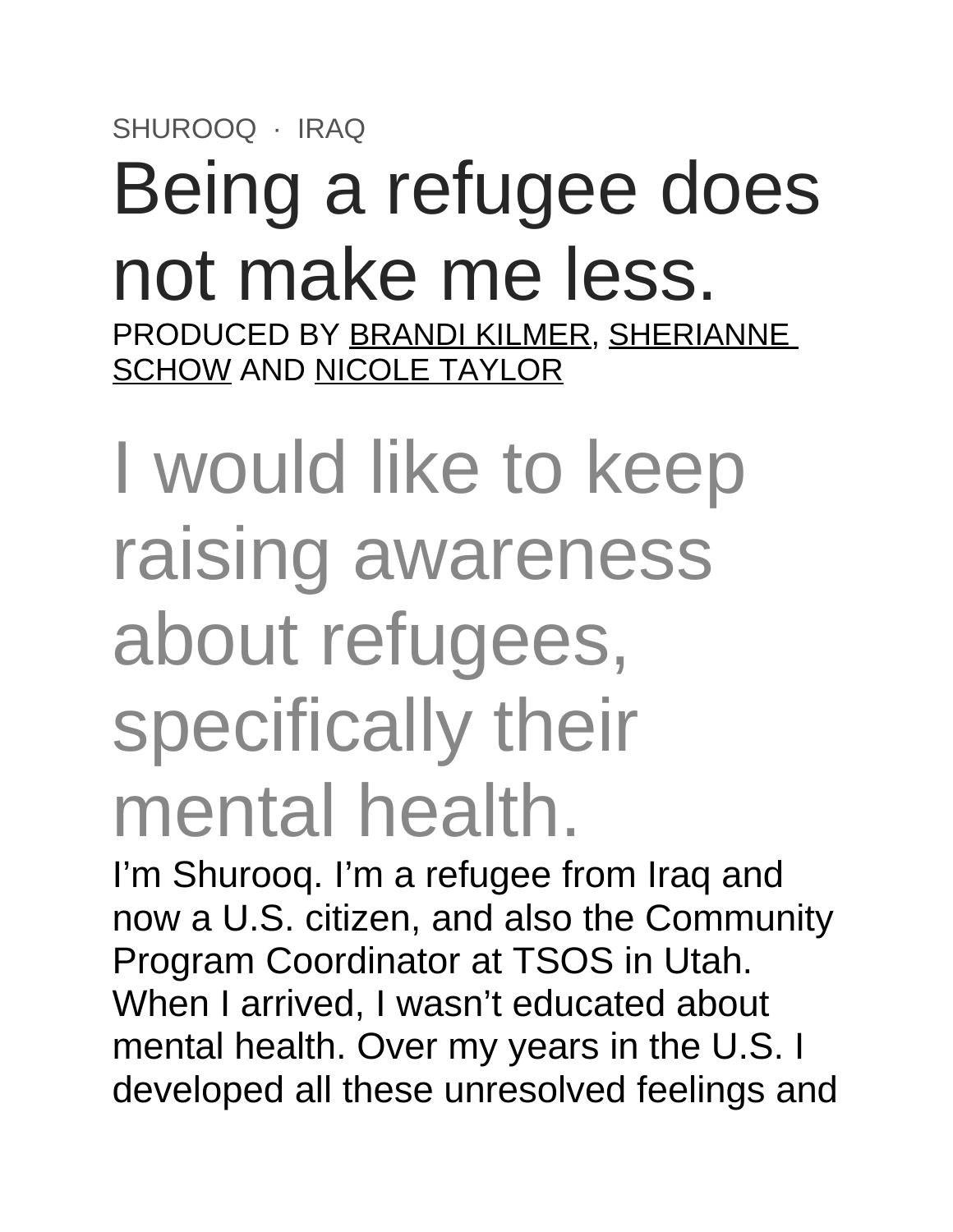SHUROOQ · IRAQ

# Being a refugee does not make me less.

PRODUCED BY BRANDI KILMER, SHERIANNE SCHOW AND NICOLE TAYLOR

## I would like to keep raising awareness about refugees, specifically their mental health.

I'm Shurooq. I'm a refugee from Iraq and now a U.S. citizen, and also the Community Program Coordinator at TSOS in Utah. When I arrived, I wasn't educated about mental health. Over my years in the U.S. I developed all these unresolved feelings and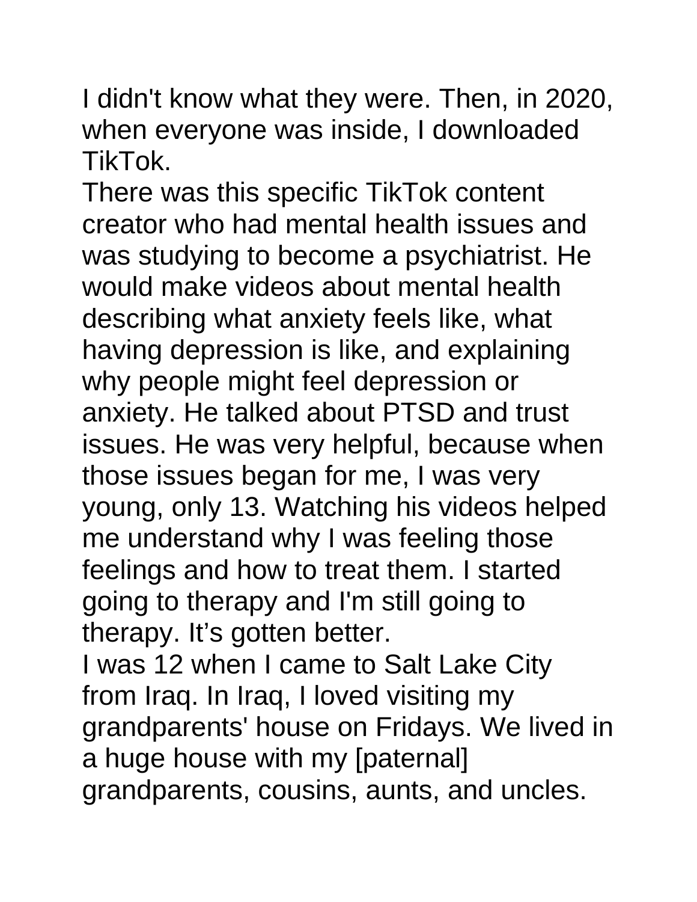I didn't know what they were. Then, in 2020, when everyone was inside, I downloaded TikTok.

There was this specific TikTok content creator who had mental health issues and was studying to become a psychiatrist. He would make videos about mental health describing what anxiety feels like, what having depression is like, and explaining why people might feel depression or anxiety. He talked about PTSD and trust issues. He was very helpful, because when those issues began for me, I was very young, only 13. Watching his videos helped me understand why I was feeling those feelings and how to treat them. I started going to therapy and I'm still going to therapy. It's gotten better.

I was 12 when I came to Salt Lake City from Iraq. In Iraq, I loved visiting my grandparents' house on Fridays. We lived in a huge house with my [paternal] grandparents, cousins, aunts, and uncles.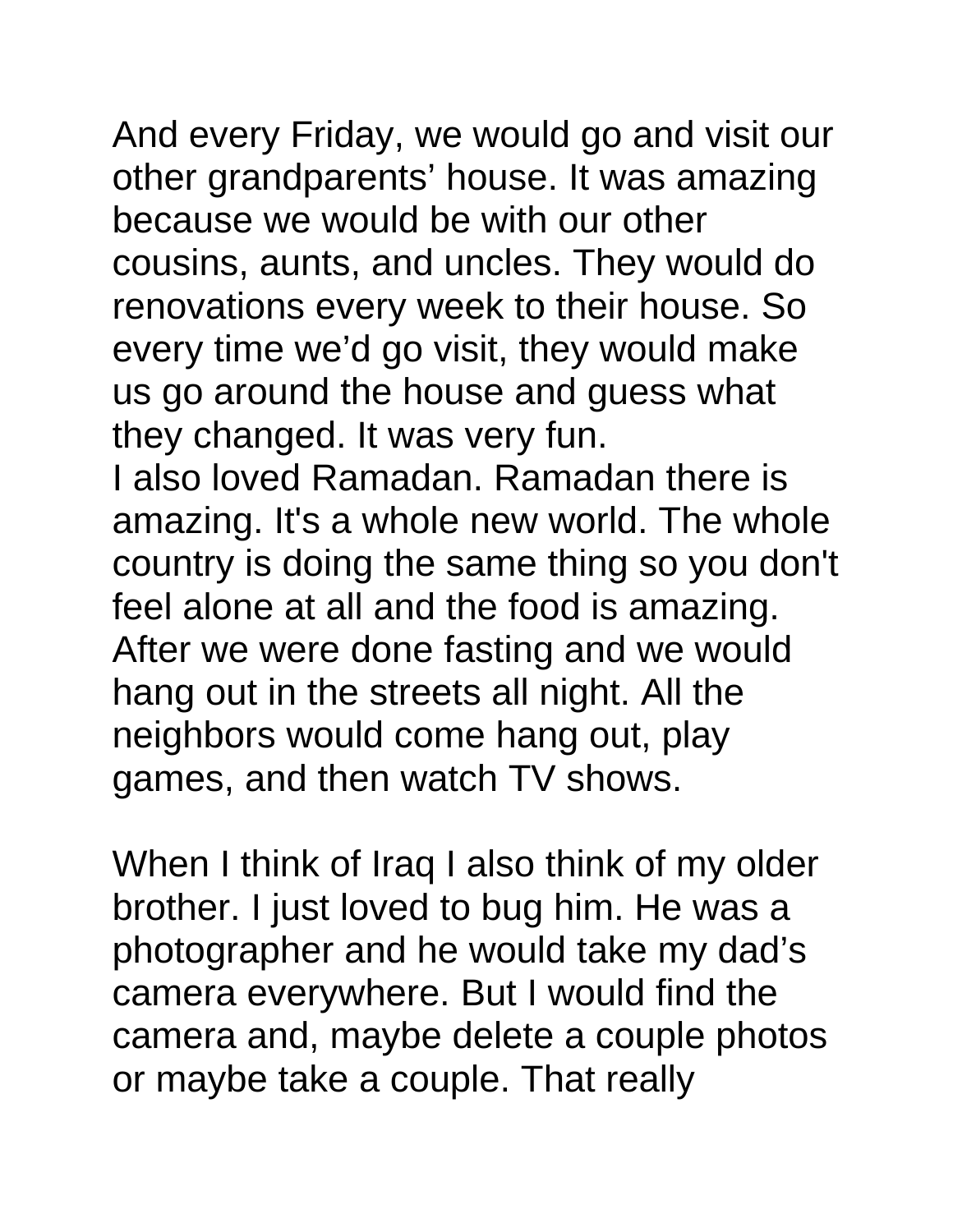And every Friday, we would go and visit our other grandparents' house. It was amazing because we would be with our other cousins, aunts, and uncles. They would do renovations every week to their house. So every time we'd go visit, they would make us go around the house and guess what they changed. It was very fun.
I also loved Ramadan. Ramadan there is amazing. It's a whole new world. The whole country is doing the same thing so you don't feel alone at all and the food is amazing. After we were done fasting and we would hang out in the streets all night. All the neighbors would come hang out, play games, and then watch TV shows.

When I think of Iraq I also think of my older brother. I just loved to bug him. He was a photographer and he would take my dad's camera everywhere. But I would find the camera and, maybe delete a couple photos or maybe take a couple. That really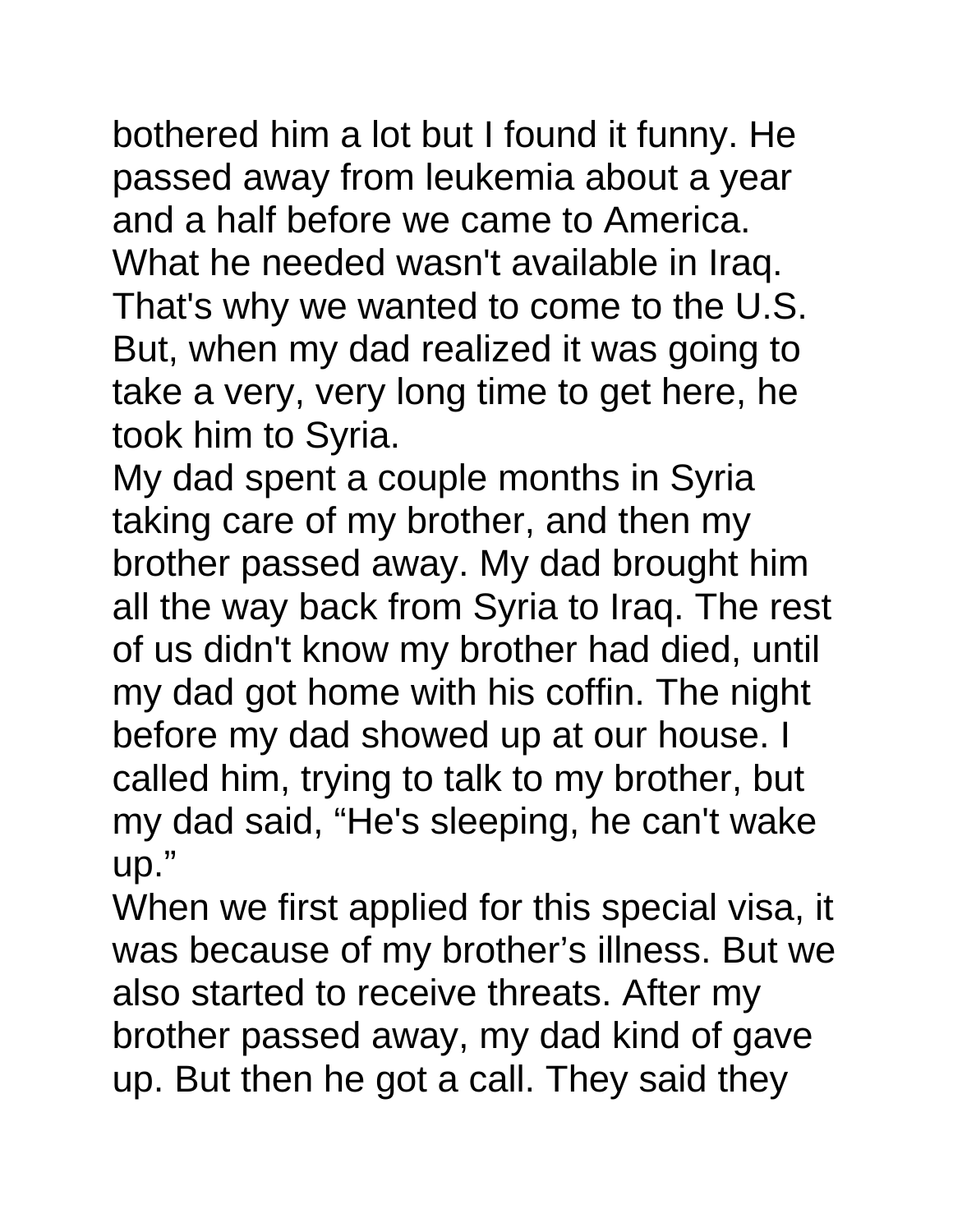bothered him a lot but I found it funny. He passed away from leukemia about a year and a half before we came to America. What he needed wasn't available in Iraq. That's why we wanted to come to the U.S. But, when my dad realized it was going to take a very, very long time to get here, he took him to Syria.

My dad spent a couple months in Syria taking care of my brother, and then my brother passed away. My dad brought him all the way back from Syria to Iraq. The rest of us didn't know my brother had died, until my dad got home with his coffin. The night before my dad showed up at our house. I called him, trying to talk to my brother, but my dad said, “He's sleeping, he can't wake up.”

When we first applied for this special visa, it was because of my brother’s illness. But we also started to receive threats. After my brother passed away, my dad kind of gave up. But then he got a call. They said they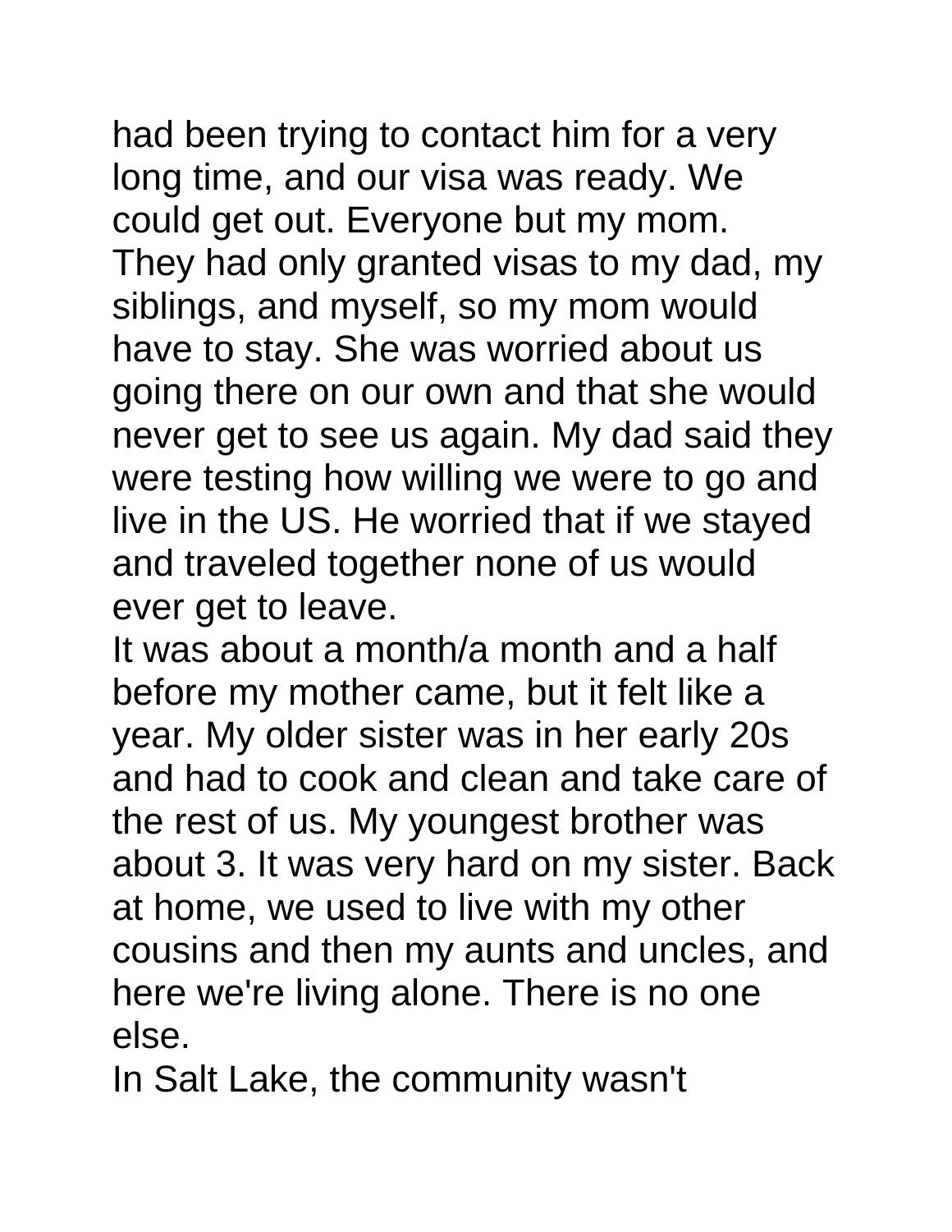had been trying to contact him for a very long time, and our visa was ready. We could get out. Everyone but my mom. They had only granted visas to my dad, my siblings, and myself, so my mom would have to stay. She was worried about us going there on our own and that she would never get to see us again. My dad said they were testing how willing we were to go and live in the US. He worried that if we stayed and traveled together none of us would ever get to leave.

It was about a month/a month and a half before my mother came, but it felt like a year. My older sister was in her early 20s and had to cook and clean and take care of the rest of us. My youngest brother was about 3. It was very hard on my sister. Back at home, we used to live with my other cousins and then my aunts and uncles, and here we're living alone. There is no one else.

In Salt Lake, the community wasn't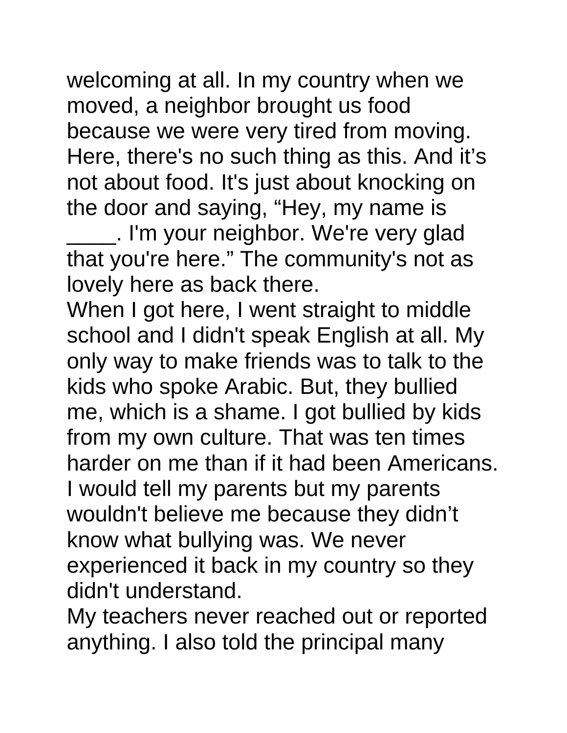welcoming at all. In my country when we moved, a neighbor brought us food because we were very tired from moving. Here, there's no such thing as this. And it's not about food. It's just about knocking on the door and saying, "Hey, my name is ____. I'm your neighbor. We're very glad that you're here." The community's not as lovely here as back there.

When I got here, I went straight to middle school and I didn't speak English at all. My only way to make friends was to talk to the kids who spoke Arabic. But, they bullied me, which is a shame. I got bullied by kids from my own culture. That was ten times harder on me than if it had been Americans. I would tell my parents but my parents wouldn't believe me because they didn't know what bullying was. We never experienced it back in my country so they didn't understand.

My teachers never reached out or reported anything. I also told the principal many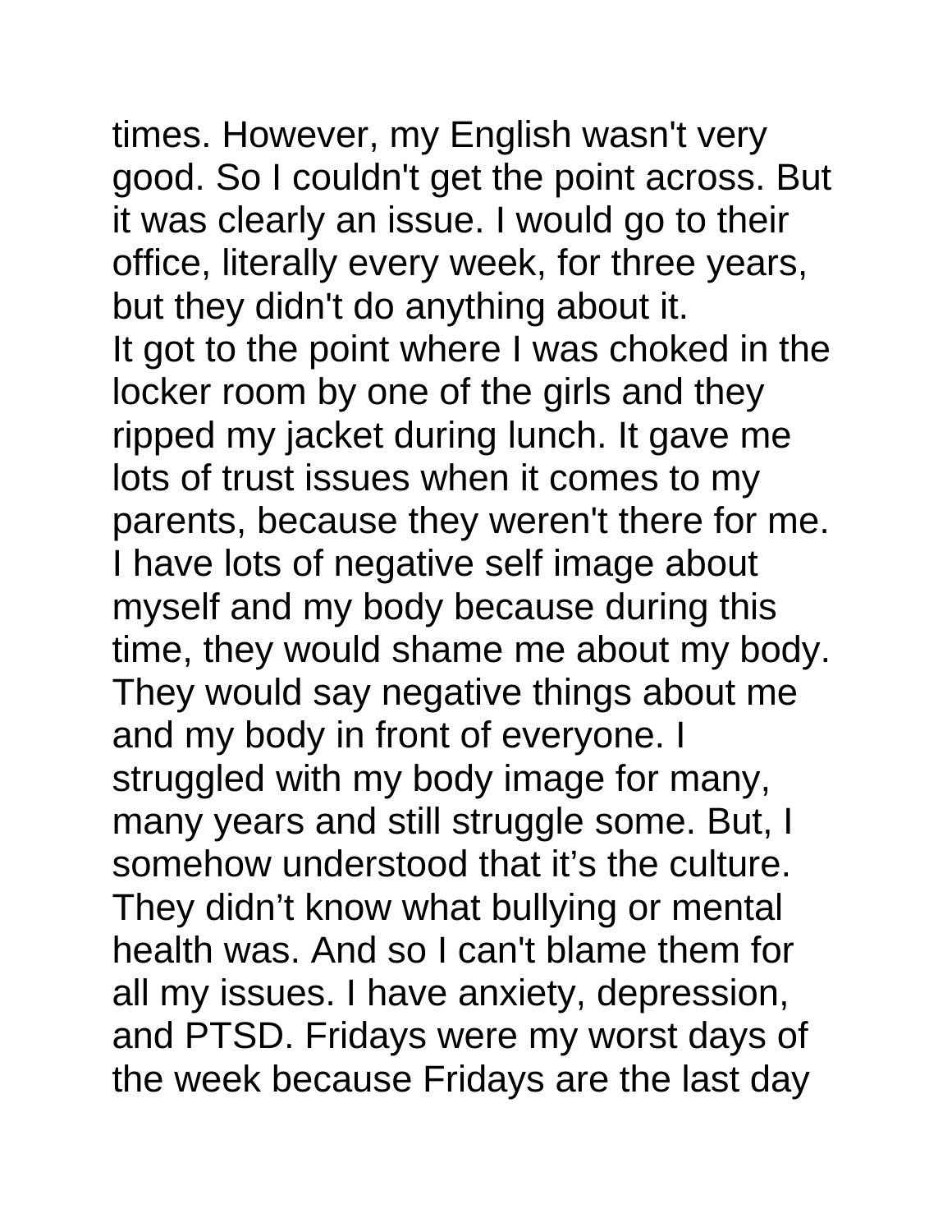times. However, my English wasn't very good. So I couldn't get the point across. But it was clearly an issue. I would go to their office, literally every week, for three years, but they didn't do anything about it.

It got to the point where I was choked in the locker room by one of the girls and they ripped my jacket during lunch. It gave me lots of trust issues when it comes to my parents, because they weren't there for me. I have lots of negative self image about myself and my body because during this time, they would shame me about my body. They would say negative things about me and my body in front of everyone. I struggled with my body image for many, many years and still struggle some. But, I somehow understood that it’s the culture. They didn’t know what bullying or mental health was. And so I can't blame them for all my issues. I have anxiety, depression, and PTSD. Fridays were my worst days of the week because Fridays are the last day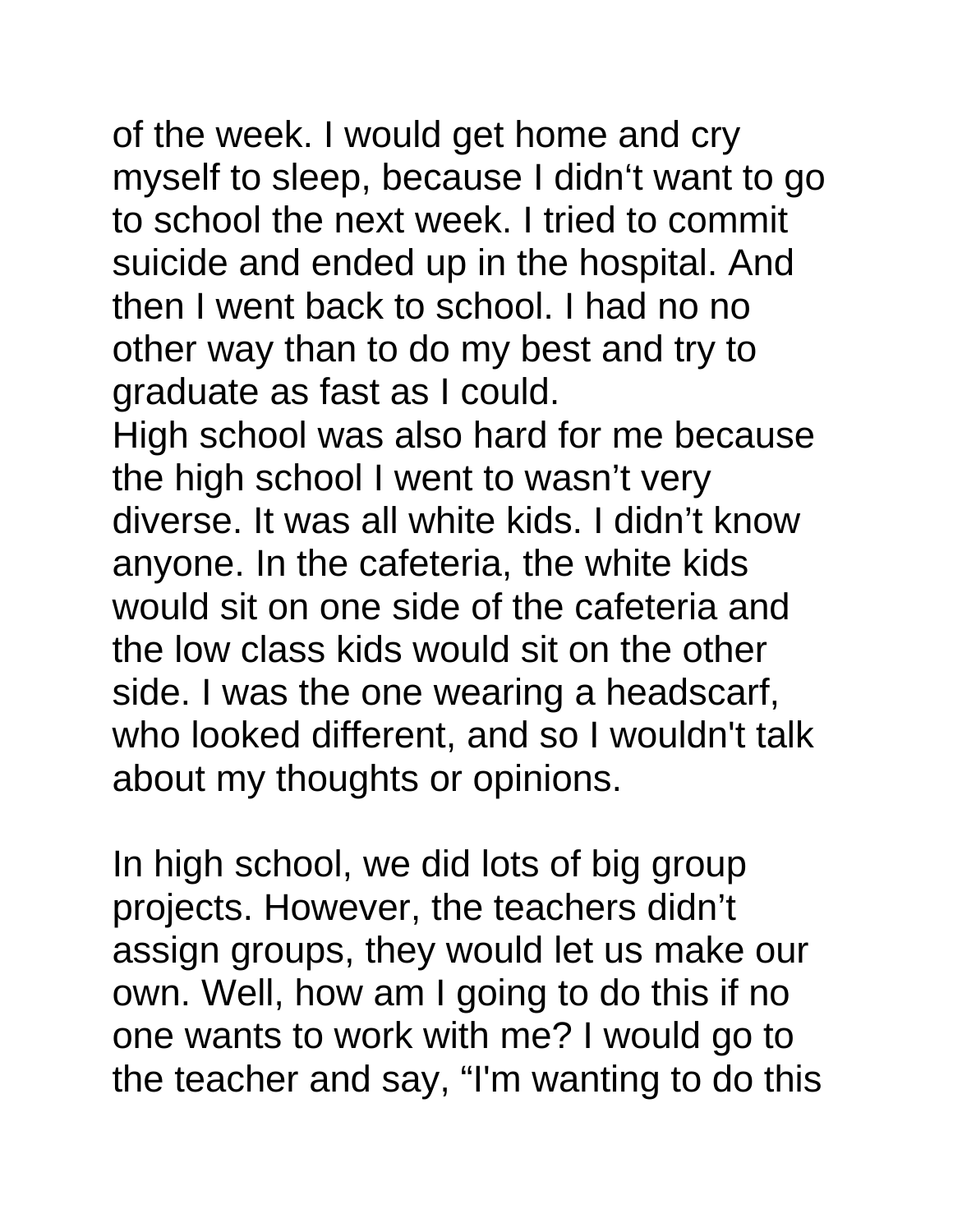of the week. I would get home and cry myself to sleep, because I didn‘t want to go to school the next week. I tried to commit suicide and ended up in the hospital. And then I went back to school. I had no no other way than to do my best and try to graduate as fast as I could.

High school was also hard for me because the high school I went to wasn’t very diverse. It was all white kids. I didn’t know anyone. In the cafeteria, the white kids would sit on one side of the cafeteria and the low class kids would sit on the other side. I was the one wearing a headscarf, who looked different, and so I wouldn't talk about my thoughts or opinions.

In high school, we did lots of big group projects. However, the teachers didn’t assign groups, they would let us make our own. Well, how am I going to do this if no one wants to work with me? I would go to the teacher and say, “I'm wanting to do this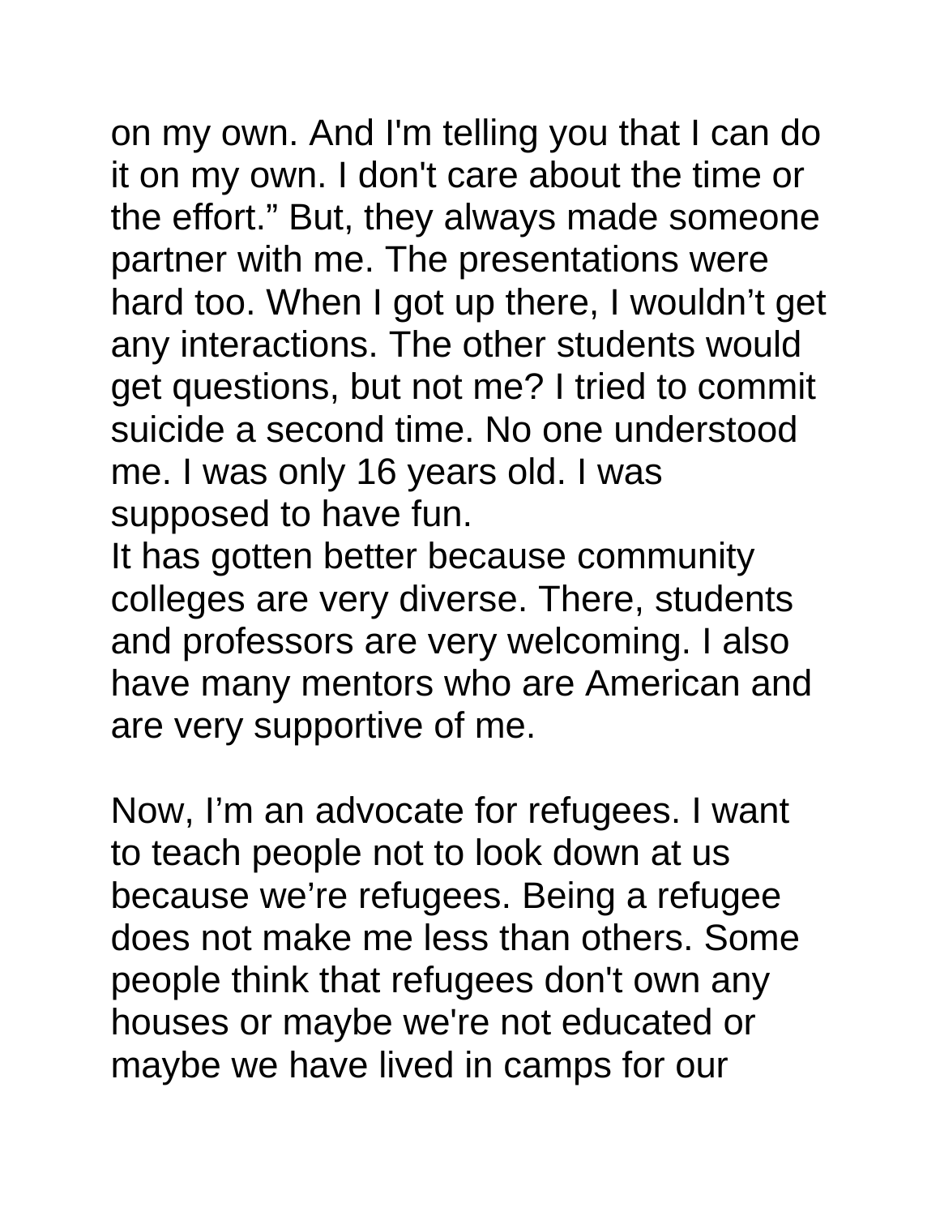on my own. And I'm telling you that I can do it on my own. I don't care about the time or the effort." But, they always made someone partner with me. The presentations were hard too. When I got up there, I wouldn't get any interactions. The other students would get questions, but not me? I tried to commit suicide a second time. No one understood me. I was only 16 years old. I was supposed to have fun.
It has gotten better because community colleges are very diverse. There, students and professors are very welcoming. I also have many mentors who are American and are very supportive of me.

Now, I'm an advocate for refugees. I want to teach people not to look down at us because we're refugees. Being a refugee does not make me less than others. Some people think that refugees don't own any houses or maybe we're not educated or maybe we have lived in camps for our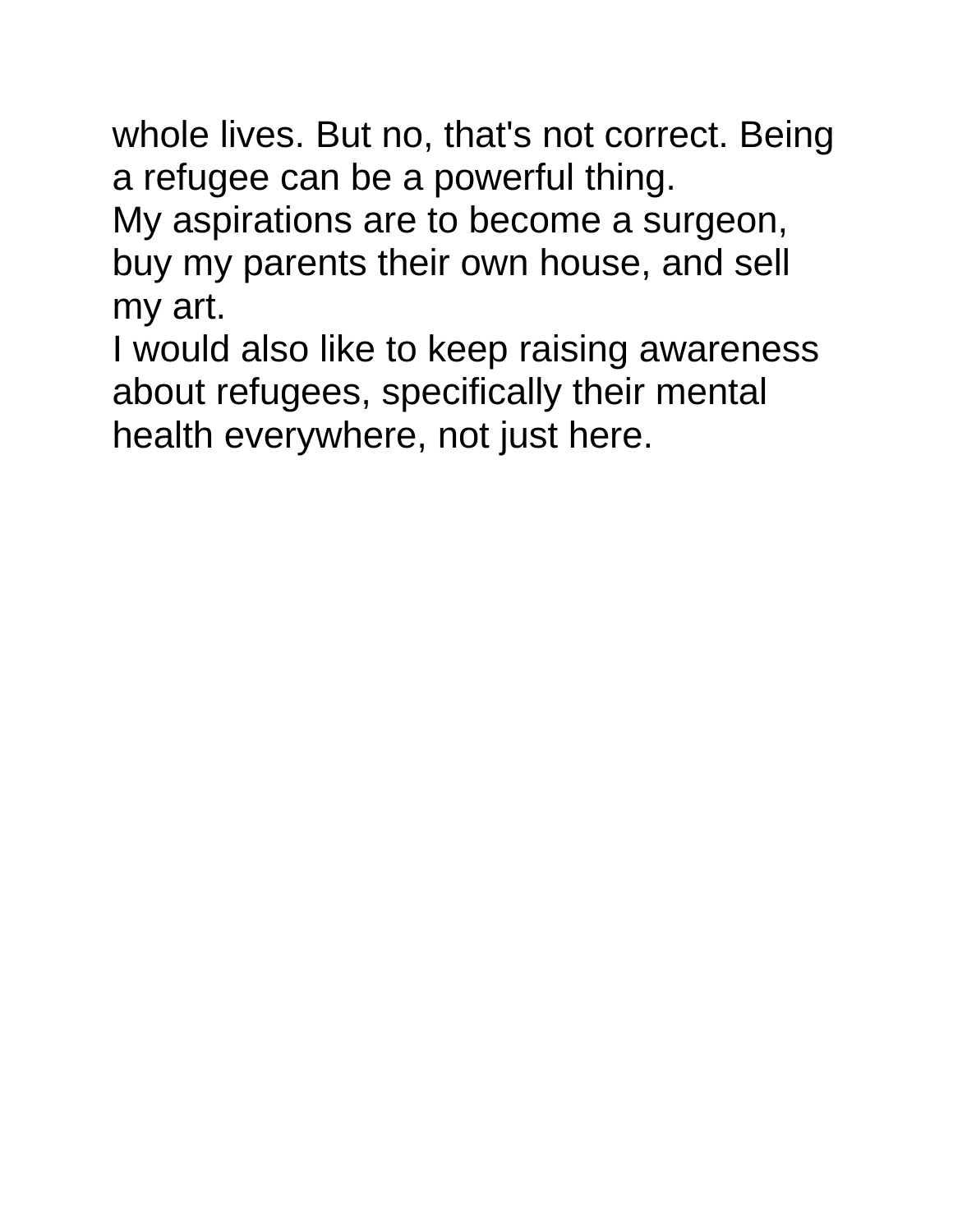whole lives. But no, that's not correct. Being a refugee can be a powerful thing.

My aspirations are to become a surgeon, buy my parents their own house, and sell my art.

I would also like to keep raising awareness about refugees, specifically their mental health everywhere, not just here.